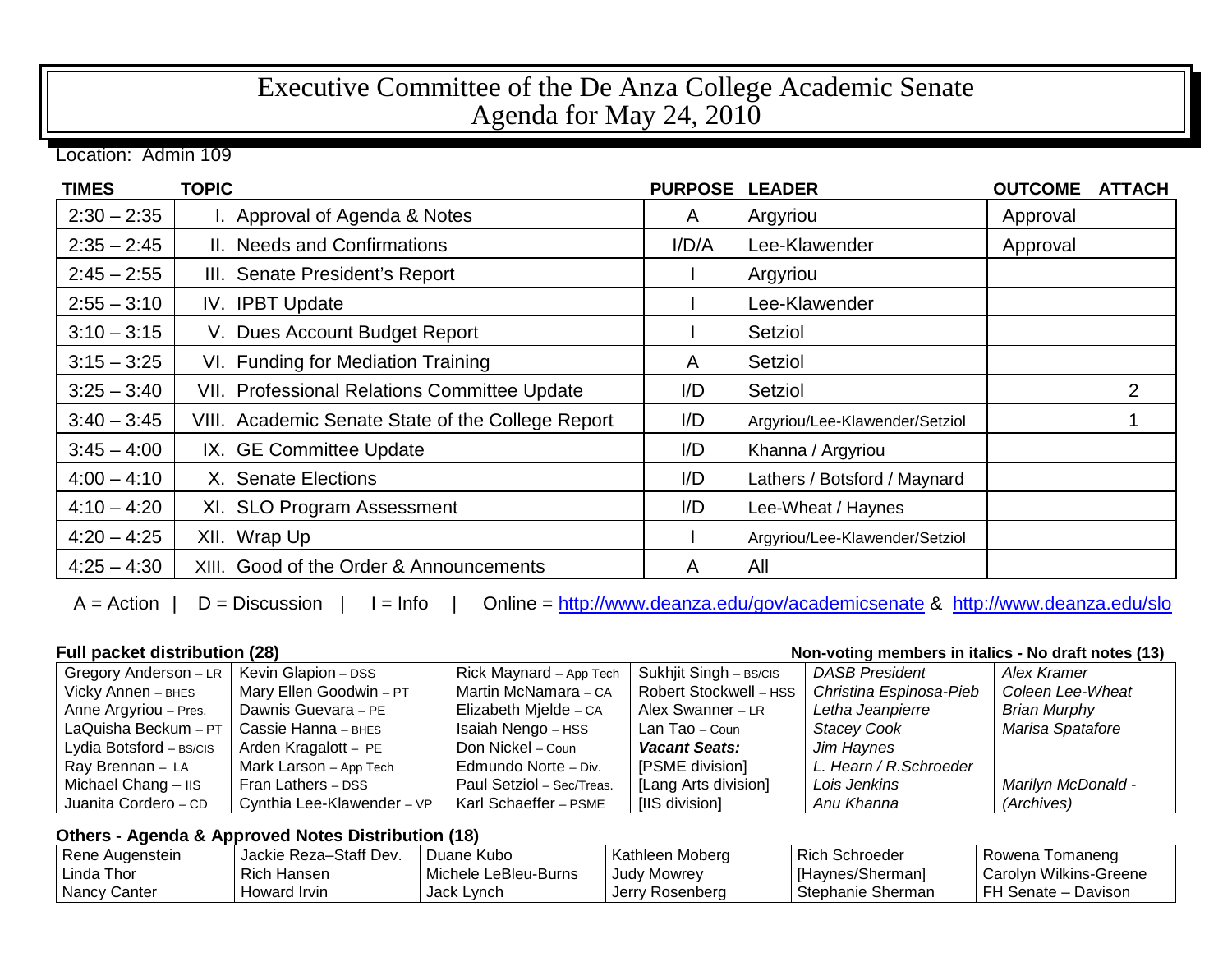# Executive Committee of the De Anza College Academic Senate
## Agenda for May 24, 2010

Location: Admin 109

| TIMES | TOPIC | PURPOSE | LEADER | OUTCOME | ATTACH |
|---|---|---|---|---|---|
| 2:30 – 2:35 | I. Approval of Agenda & Notes | A | Argyriou | Approval | |
| 2:35 – 2:45 | II. Needs and Confirmations | I/D/A | Lee-Klawender | Approval | |
| 2:45 – 2:55 | III. Senate President's Report | I | Argyriou | | |
| 2:55 – 3:10 | IV. IPBT Update | I | Lee-Klawender | | |
| 3:10 – 3:15 | V. Dues Account Budget Report | I | Setziol | | |
| 3:15 – 3:25 | VI. Funding for Mediation Training | A | Setziol | | |
| 3:25 – 3:40 | VII. Professional Relations Committee Update | I/D | Setziol | | 2 |
| 3:40 – 3:45 | VIII. Academic Senate State of the College Report | I/D | Argyriou/Lee-Klawender/Setziol | | 1 |
| 3:45 – 4:00 | IX. GE Committee Update | I/D | Khanna / Argyriou | | |
| 4:00 – 4:10 | X. Senate Elections | I/D | Lathers / Botsford / Maynard | | |
| 4:10 – 4:20 | XI. SLO Program Assessment | I/D | Lee-Wheat / Haynes | | |
| 4:20 – 4:25 | XII. Wrap Up | I | Argyriou/Lee-Klawender/Setziol | | |
| 4:25 – 4:30 | XIII. Good of the Order & Announcements | A | All | | |

A = Action | D = Discussion | I = Info | Online = http://www.deanza.edu/gov/academicsenate & http://www.deanza.edu/slo

**Full packet distribution (28)** **Non-voting members in italics - No draft notes (13)**

| | | | | | |
|---|---|---|---|---|---|
| Gregory Anderson – LR | Kevin Glapion – DSS | Rick Maynard – App Tech | Sukhjit Singh – BS/CIS | *DASB President* | *Alex Kramer* |
| Vicky Annen – BHES | Mary Ellen Goodwin – PT | Martin McNamara – CA | Robert Stockwell – HSS | *Christina Espinosa-Pieb* | *Coleen Lee-Wheat* |
| Anne Argyriou – Pres. | Dawnis Guevara – PE | Elizabeth Mjelde – CA | Alex Swanner – LR | *Letha Jeanpierre* | *Brian Murphy* |
| LaQuisha Beckum – PT | Cassie Hanna – BHES | Isaiah Nengo – HSS | Lan Tao – Coun | *Stacey Cook* | *Marisa Spatafore* |
| Lydia Botsford – BS/CIS | Arden Kragalott – PE | Don Nickel – Coun | ***Vacant Seats:*** | *Jim Haynes* | |
| Ray Brennan – LA | Mark Larson – App Tech | Edmundo Norte – Div. | [PSME division] | *L. Hearn / R.Schroeder* | |
| Michael Chang – IIS | Fran Lathers – DSS | Paul Setziol – Sec/Treas. | [Lang Arts division] | *Lois Jenkins* | *Marilyn McDonald -* |
| Juanita Cordero – CD | Cynthia Lee-Klawender – VP | Karl Schaeffer – PSME | [IIS division] | *Anu Khanna* | *(Archives)* |

**Others - Agenda & Approved Notes Distribution (18)**

| | | | | | |
|---|---|---|---|---|---|
| Rene Augenstein | Jackie Reza–Staff Dev. | Duane Kubo | Kathleen Moberg | Rich Schroeder | Rowena Tomaneng |
| Linda Thor | Rich Hansen | Michele LeBleu-Burns | Judy Mowrey | [Haynes/Sherman] | Carolyn Wilkins-Greene |
| Nancy Canter | Howard Irvin | Jack Lynch | Jerry Rosenberg | Stephanie Sherman | FH Senate – Davison |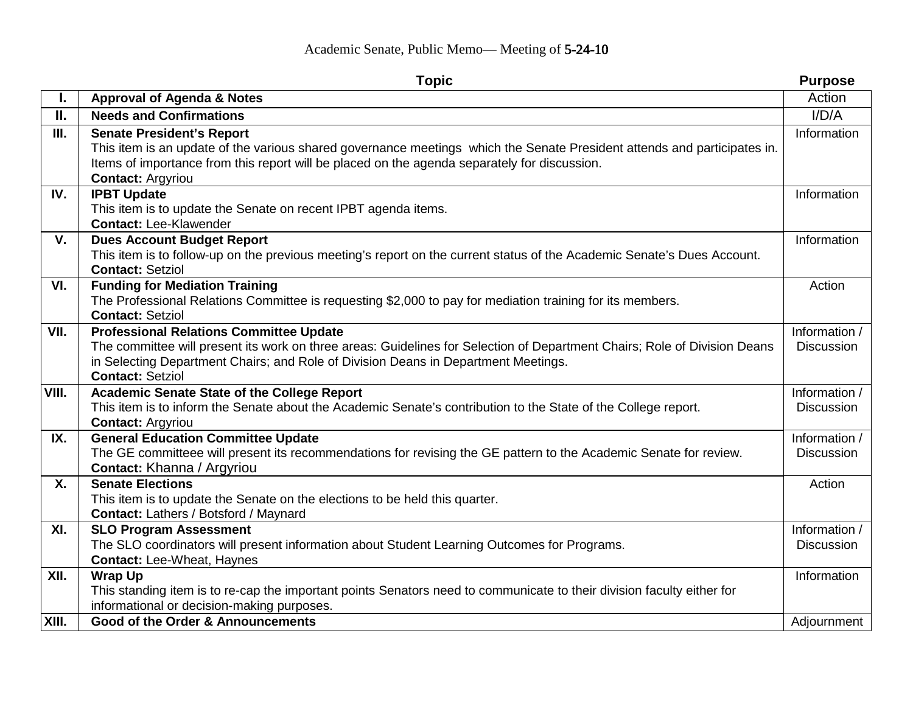Academic Senate, Public Memo— Meeting of 5-24-10

| | Topic | Purpose |
|---|---|---|
| I. | **Approval of Agenda & Notes** | Action |
| II. | **Needs and Confirmations** | I/D/A |
| III. | **Senate President's Report**<br>This item is an update of the various shared governance meetings which the Senate President attends and participates in. Items of importance from this report will be placed on the agenda separately for discussion.<br>**Contact:** Argyriou | Information |
| IV. | **IPBT Update**<br>This item is to update the Senate on recent IPBT agenda items.<br>**Contact:** Lee-Klawender | Information |
| V. | **Dues Account Budget Report**<br>This item is to follow-up on the previous meeting's report on the current status of the Academic Senate's Dues Account.<br>**Contact:** Setziol | Information |
| VI. | **Funding for Mediation Training**<br>The Professional Relations Committee is requesting $2,000 to pay for mediation training for its members.<br>**Contact:** Setziol | Action |
| VII. | **Professional Relations Committee Update**<br>The committee will present its work on three areas: Guidelines for Selection of Department Chairs; Role of Division Deans in Selecting Department Chairs; and Role of Division Deans in Department Meetings.<br>**Contact:** Setziol | Information / Discussion |
| VIII. | **Academic Senate State of the College Report**<br>This item is to inform the Senate about the Academic Senate's contribution to the State of the College report.<br>**Contact:** Argyriou | Information / Discussion |
| IX. | **General Education Committee Update**<br>The GE committeee will present its recommendations for revising the GE pattern to the Academic Senate for review.<br>**Contact:** Khanna / Argyriou | Information / Discussion |
| X. | **Senate Elections**<br>This item is to update the Senate on the elections to be held this quarter.<br>**Contact:** Lathers / Botsford / Maynard | Action |
| XI. | **SLO Program Assessment**<br>The SLO coordinators will present information about Student Learning Outcomes for Programs.<br>**Contact:** Lee-Wheat, Haynes | Information / Discussion |
| XII. | **Wrap Up**<br>This standing item is to re-cap the important points Senators need to communicate to their division faculty either for informational or decision-making purposes. | Information |
| XIII. | **Good of the Order & Announcements** | Adjournment |